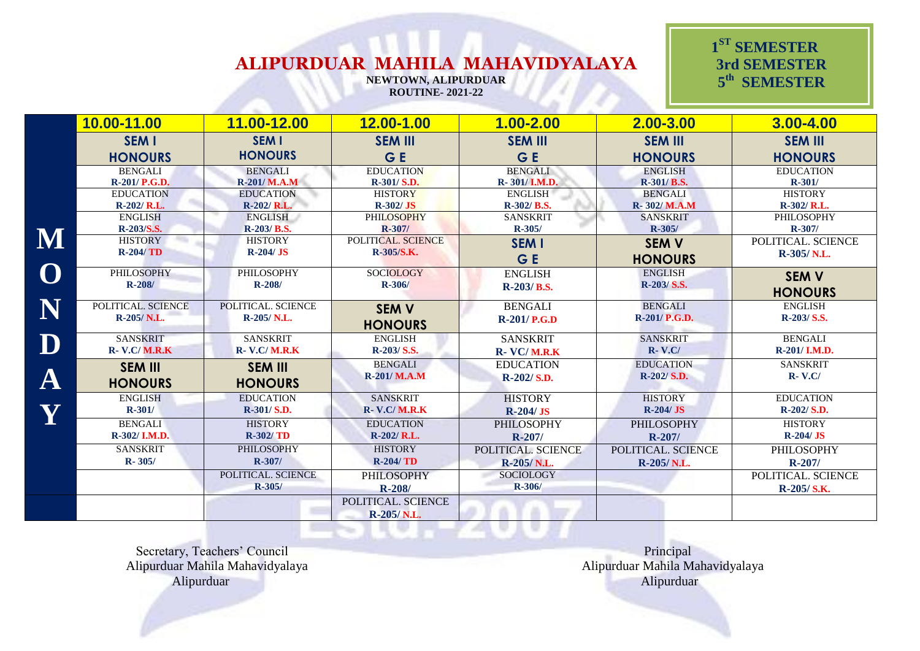# ALIPURDUAR MAHILA MAHAVIDYALAYA

**NEWTOWN, ALIPURDUAR**

**ROUTINE- 2021-22**

**1ST SEMESTER**
**3rd SEMESTER**
**5th SEMESTER**

**MONDAY**

| 10.00-11.00 | 11.00-12.00 | 12.00-1.00 | 1.00-2.00 | 2.00-3.00 | 3.00-4.00 |
|---|---|---|---|---|---|
| **SEM I HONOURS** | **SEM I HONOURS** | **SEM III G E** | **SEM III G E** | **SEM III HONOURS** | **SEM III HONOURS** |
| BENGALI R-201/ P.G.D. | BENGALI R-201/ M.A.M | EDUCATION R-301/ S.D. | BENGALI R- 301/ I.M.D. | ENGLISH R-301/ B.S. | EDUCATION R-301/ |
| EDUCATION R-202/ R.L. | EDUCATION R-202/ R.L. | HISTORY R-302/ JS | ENGLISH R-302/ B.S. | BENGALI R- 302/ M.A.M | HISTORY R-302/ R.L. |
| ENGLISH R-203/S.S. | ENGLISH R-203/ B.S. | PHILOSOPHY R-307/ | SANSKRIT R-305/ | SANSKRIT R-305/ | PHILOSOPHY R-307/ |
| HISTORY R-204/ TD | HISTORY R-204/ JS | POLITICAL. SCIENCE R-305/S.K. | **SEM I G E** | **SEM V HONOURS** | POLITICAL. SCIENCE R-305/ N.L. |
| PHILOSOPHY R-208/ | PHILOSOPHY R-208/ | SOCIOLOGY R-306/ | ENGLISH R-203/ B.S. | ENGLISH R-203/ S.S. | **SEM V HONOURS** |
| POLITICAL. SCIENCE R-205/ N.L. | POLITICAL. SCIENCE R-205/ N.L. | **SEM V HONOURS** | BENGALI R-201/ P.G.D | BENGALI R-201/ P.G.D. | ENGLISH R-203/ S.S. |
| SANSKRIT R- V.C/ M.R.K | SANSKRIT R- V.C/ M.R.K | ENGLISH R-203/ S.S. | SANSKRIT R- VC/ M.R.K | SANSKRIT R- V.C/ | BENGALI R-201/ I.M.D. |
| **SEM III HONOURS** | **SEM III HONOURS** | BENGALI R-201/ M.A.M | EDUCATION R-202/ S.D. | EDUCATION R-202/ S.D. | SANSKRIT R- V.C/ |
| ENGLISH R-301/ | EDUCATION R-301/ S.D. | SANSKRIT R- V.C/ M.R.K | HISTORY R-204/ JS | HISTORY R-204/ JS | EDUCATION R-202/ S.D. |
| BENGALI R-302/ I.M.D. | HISTORY R-302/ TD | EDUCATION R-202/ R.L. | PHILOSOPHY R-207/ | PHILOSOPHY R-207/ | HISTORY R-204/ JS |
| SANSKRIT R- 305/ | PHILOSOPHY R-307/ | HISTORY R-204/ TD | POLITICAL. SCIENCE R-205/ N.L. | POLITICAL. SCIENCE R-205/ N.L. | PHILOSOPHY R-207/ |
| | POLITICAL. SCIENCE R-305/ | PHILOSOPHY R-208/ | SOCIOLOGY R-306/ | | POLITICAL. SCIENCE R-205/ S.K. |
| | | POLITICAL. SCIENCE R-205/ N.L. | | | |

Secretary, Teachers' Council
Alipurduar Mahila Mahavidyalaya
Alipurduar

Principal
Alipurduar Mahila Mahavidyalaya
Alipurduar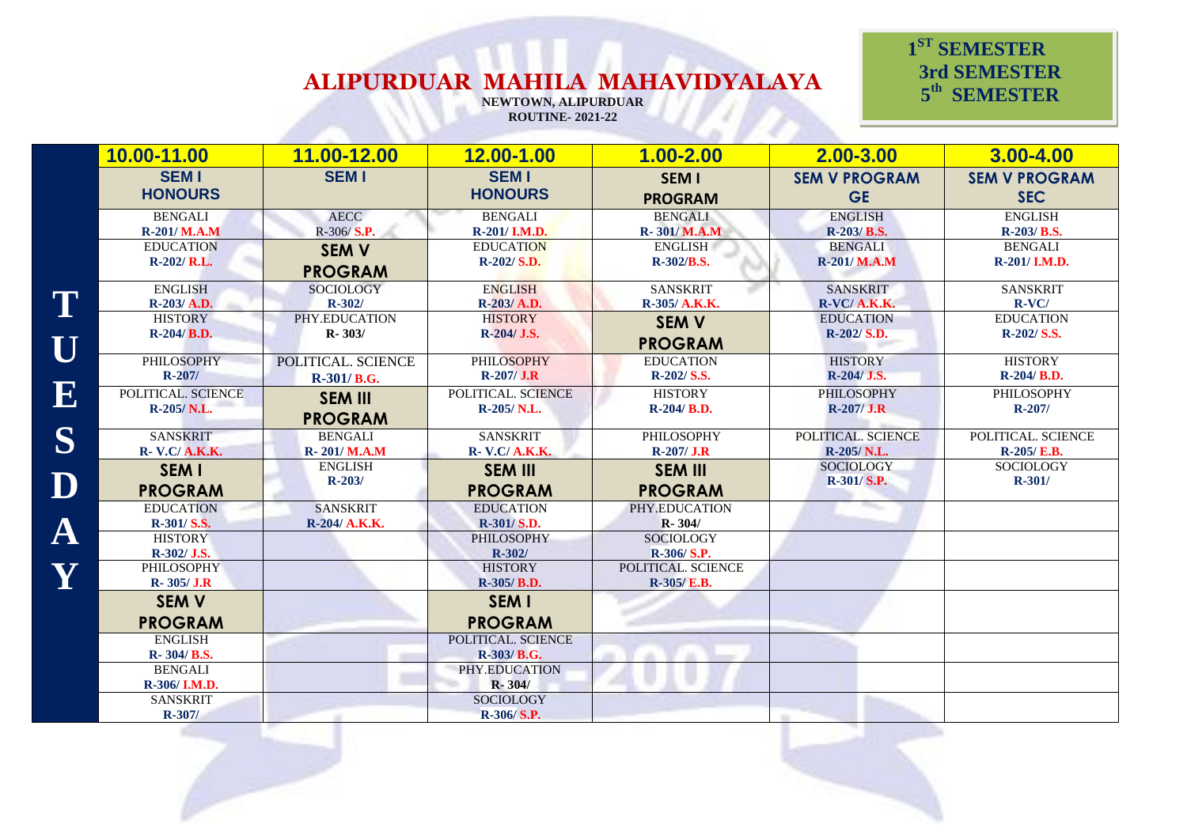# ALIPURDUAR MAHILA MAHAVIDYALAYA

**NEWTOWN, ALIPURDUAR**

**ROUTINE- 2021-22**

**1ST SEMESTER**
**3rd SEMESTER**
**5th SEMESTER**

**TUESDAY**

| 10.00-11.00 | 11.00-12.00 | 12.00-1.00 | 1.00-2.00 | 2.00-3.00 | 3.00-4.00 |
|---|---|---|---|---|---|
| **SEM I HONOURS** | **SEM I** | **SEM I HONOURS** | **SEM I PROGRAM** | **SEM V PROGRAM GE** | **SEM V PROGRAM SEC** |
| BENGALI R-201/ M.A.M | AECC R-306/ S.P. | BENGALI R-201/ I.M.D. | BENGALI R- 301/ M.A.M | ENGLISH R-203/ B.S. | ENGLISH R-203/ B.S. |
| EDUCATION R-202/ R.L. | **SEM V PROGRAM** | EDUCATION R-202/ S.D. | ENGLISH R-302/B.S. | BENGALI R-201/ M.A.M | BENGALI R-201/ I.M.D. |
| ENGLISH R-203/ A.D. | SOCIOLOGY R-302/ | ENGLISH R-203/ A.D. | SANSKRIT R-305/ A.K.K. | SANSKRIT R-VC/ A.K.K. | SANSKRIT R-VC/ |
| HISTORY R-204/ B.D. | PHY.EDUCATION R- 303/ | HISTORY R-204/ J.S. | **SEM V PROGRAM** | EDUCATION R-202/ S.D. | EDUCATION R-202/ S.S. |
| PHILOSOPHY R-207/ | POLITICAL. SCIENCE R-301/ B.G. | PHILOSOPHY R-207/ J.R | EDUCATION R-202/ S.S. | HISTORY R-204/ J.S. | HISTORY R-204/ B.D. |
| POLITICAL. SCIENCE R-205/ N.L. | **SEM III PROGRAM** | POLITICAL. SCIENCE R-205/ N.L. | HISTORY R-204/ B.D. | PHILOSOPHY R-207/ J.R | PHILOSOPHY R-207/ |
| SANSKRIT R- V.C/ A.K.K. | BENGALI R- 201/ M.A.M | SANSKRIT R- V.C/ A.K.K. | PHILOSOPHY R-207/ J.R | POLITICAL. SCIENCE R-205/ N.L. | POLITICAL. SCIENCE R-205/ E.B. |
| **SEM I PROGRAM** | ENGLISH R-203/ | **SEM III PROGRAM** | **SEM III PROGRAM** | SOCIOLOGY R-301/ S.P. | SOCIOLOGY R-301/ |
| EDUCATION R-301/ S.S. | SANSKRIT R-204/ A.K.K. | EDUCATION R-301/ S.D. | PHY.EDUCATION R- 304/ | | |
| HISTORY R-302/ J.S. | | PHILOSOPHY R-302/ | SOCIOLOGY R-306/ S.P. | | |
| PHILOSOPHY R- 305/ J.R | | HISTORY R-305/ B.D. | POLITICAL. SCIENCE R-305/ E.B. | | |
| **SEM V PROGRAM** | | **SEM I PROGRAM** | | | |
| ENGLISH R- 304/ B.S. | | POLITICAL. SCIENCE R-303/ B.G. | | | |
| BENGALI R-306/ I.M.D. | | PHY.EDUCATION R- 304/ | | | |
| SANSKRIT R-307/ | | SOCIOLOGY R-306/ S.P. | | | |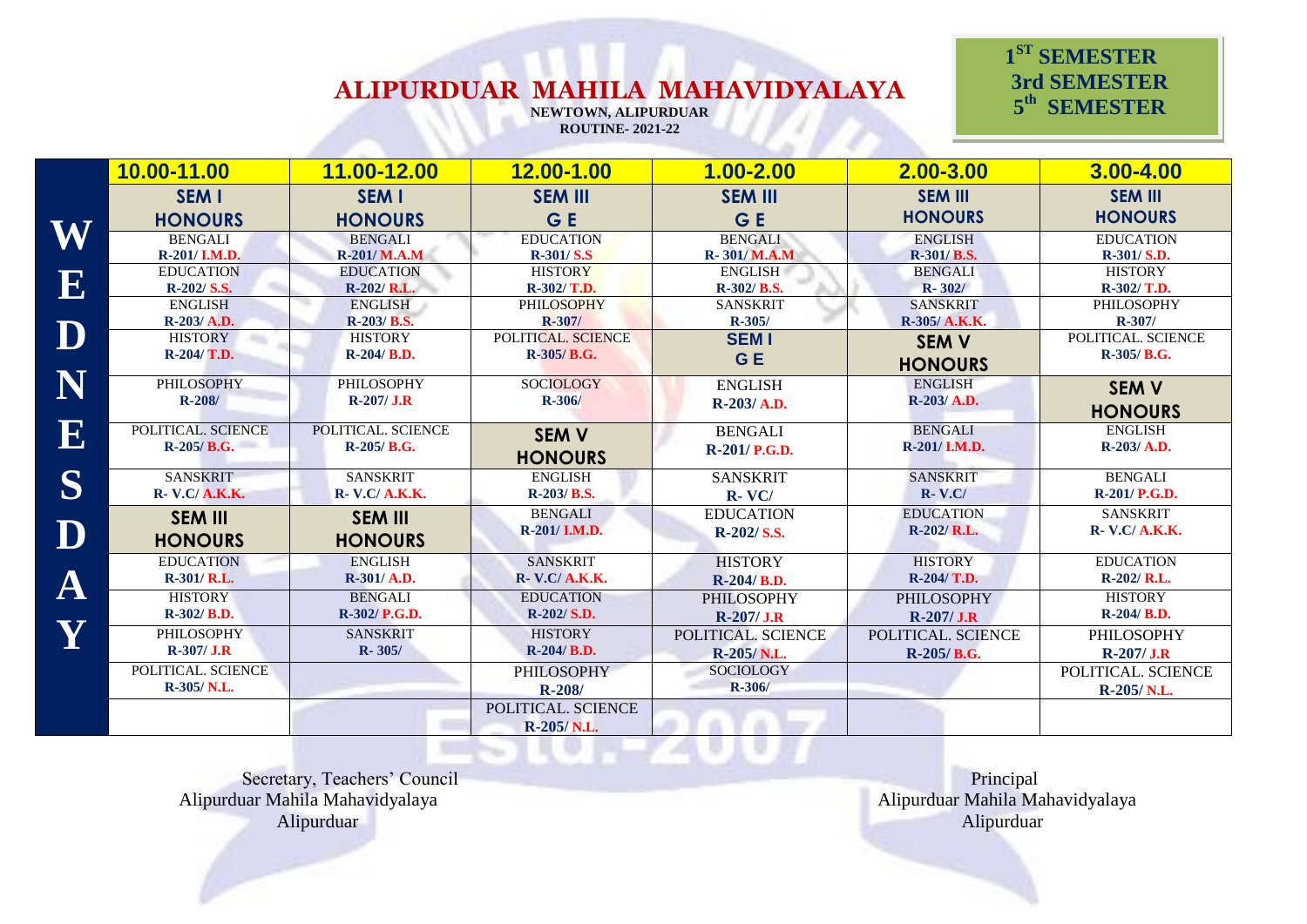# ALIPURDUAR MAHILA MAHAVIDYALAYA

**NEWTOWN, ALIPURDUAR**
**ROUTINE- 2021-22**

**1ST SEMESTER**
**3rd SEMESTER**
**5th SEMESTER**

**WEDNESDAY**

| 10.00-11.00 | 11.00-12.00 | 12.00-1.00 | 1.00-2.00 | 2.00-3.00 | 3.00-4.00 |
|---|---|---|---|---|---|
| **SEM I HONOURS** | **SEM I HONOURS** | **SEM III G E** | **SEM III G E** | **SEM III HONOURS** | **SEM III HONOURS** |
| BENGALI R-201/ I.M.D. | BENGALI R-201/ M.A.M | EDUCATION R-301/ S.S | BENGALI R- 301/ M.A.M | ENGLISH R-301/ B.S. | EDUCATION R-301/ S.D. |
| EDUCATION R-202/ S.S. | EDUCATION R-202/ R.L. | HISTORY R-302/ T.D. | ENGLISH R-302/ B.S. | BENGALI R- 302/ | HISTORY R-302/ T.D. |
| ENGLISH R-203/ A.D. | ENGLISH R-203/ B.S. | PHILOSOPHY R-307/ | SANSKRIT R-305/ | SANSKRIT R-305/ A.K.K. | PHILOSOPHY R-307/ |
| HISTORY R-204/ T.D. | HISTORY R-204/ B.D. | POLITICAL. SCIENCE R-305/ B.G. | **SEM I G E** | **SEM V HONOURS** | POLITICAL. SCIENCE R-305/ B.G. |
| PHILOSOPHY R-208/ | PHILOSOPHY R-207/ J.R | SOCIOLOGY R-306/ | ENGLISH R-203/ A.D. | ENGLISH R-203/ A.D. | **SEM V HONOURS** |
| POLITICAL. SCIENCE R-205/ B.G. | POLITICAL. SCIENCE R-205/ B.G. | **SEM V HONOURS** | BENGALI R-201/ P.G.D. | BENGALI R-201/ I.M.D. | ENGLISH R-203/ A.D. |
| SANSKRIT R- V.C/ A.K.K. | SANSKRIT R- V.C/ A.K.K. | ENGLISH R-203/ B.S. | SANSKRIT R- VC/ | SANSKRIT R- V.C/ | BENGALI R-201/ P.G.D. |
| **SEM III HONOURS** | **SEM III HONOURS** | BENGALI R-201/ I.M.D. | EDUCATION R-202/ S.S. | EDUCATION R-202/ R.L. | SANSKRIT R- V.C/ A.K.K. |
| EDUCATION R-301/ R.L. | ENGLISH R-301/ A.D. | SANSKRIT R- V.C/ A.K.K. | HISTORY R-204/ B.D. | HISTORY R-204/ T.D. | EDUCATION R-202/ R.L. |
| HISTORY R-302/ B.D. | BENGALI R-302/ P.G.D. | EDUCATION R-202/ S.D. | PHILOSOPHY R-207/ J.R | PHILOSOPHY R-207/ J.R | HISTORY R-204/ B.D. |
| PHILOSOPHY R-307/ J.R | SANSKRIT R- 305/ | HISTORY R-204/ B.D. | POLITICAL. SCIENCE R-205/ N.L. | POLITICAL. SCIENCE R-205/ B.G. | PHILOSOPHY R-207/ J.R |
| POLITICAL. SCIENCE R-305/ N.L. | | PHILOSOPHY R-208/ | SOCIOLOGY R-306/ | | POLITICAL. SCIENCE R-205/ N.L. |
| | | POLITICAL. SCIENCE R-205/ N.L. | | | |

Secretary, Teachers' Council
Alipurduar Mahila Mahavidyalaya
Alipurduar

Principal
Alipurduar Mahila Mahavidyalaya
Alipurduar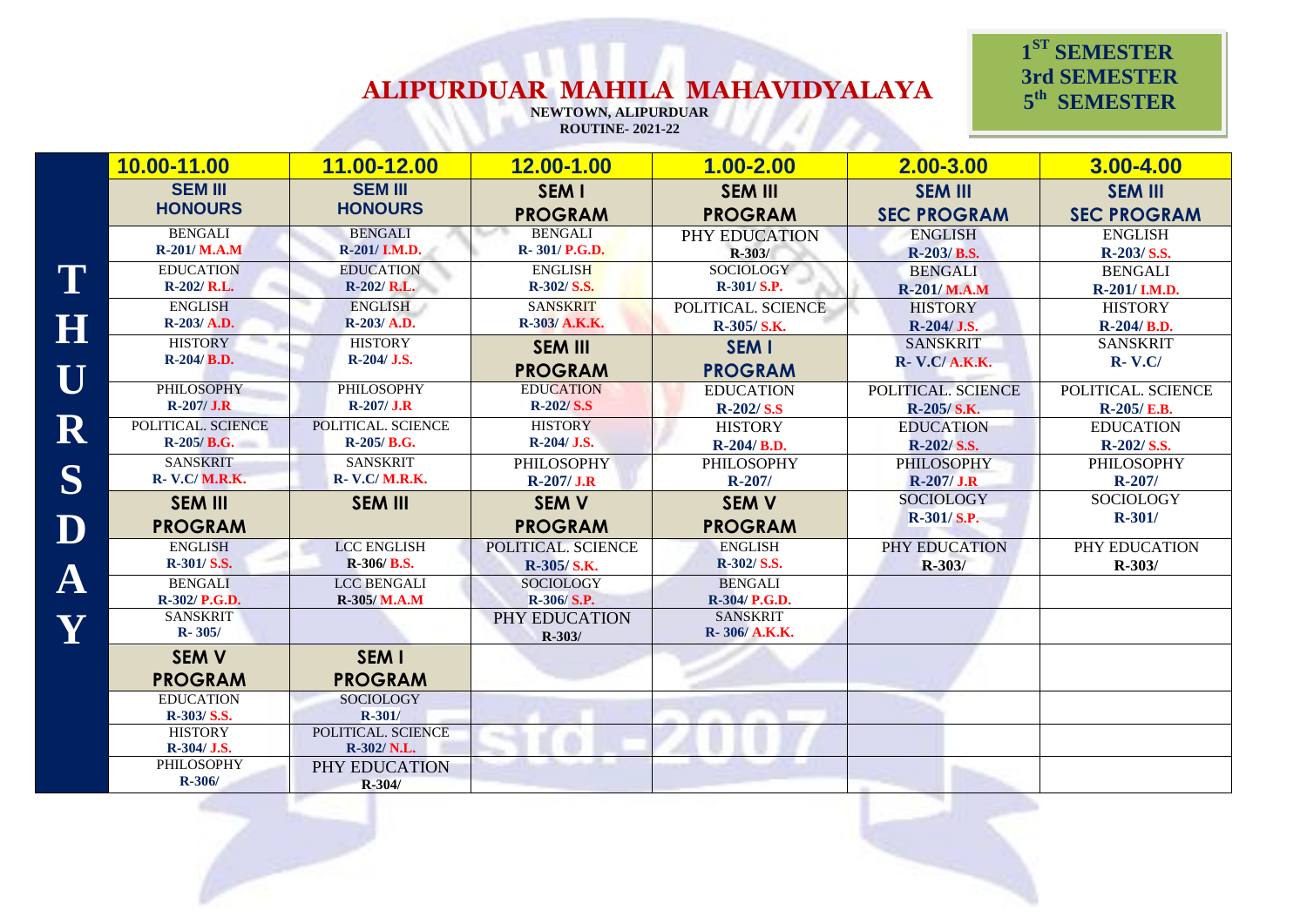# ALIPURDUAR MAHILA MAHAVIDYALAYA

**NEWTOWN, ALIPURDUAR**

**ROUTINE- 2021-22**

**1ST SEMESTER**
**3rd SEMESTER**
**5th SEMESTER**

**THURSDAY**

| 10.00-11.00 | 11.00-12.00 | 12.00-1.00 | 1.00-2.00 | 2.00-3.00 | 3.00-4.00 |
|---|---|---|---|---|---|
| **SEM III HONOURS** | **SEM III HONOURS** | **SEM I PROGRAM** | **SEM III PROGRAM** | **SEM III SEC PROGRAM** | **SEM III SEC PROGRAM** |
| BENGALI R-201/ M.A.M | BENGALI R-201/ I.M.D. | BENGALI R- 301/ P.G.D. | PHY EDUCATION R-303/ | ENGLISH R-203/ B.S. | ENGLISH R-203/ S.S. |
| EDUCATION R-202/ R.L. | EDUCATION R-202/ R.L. | ENGLISH R-302/ S.S. | SOCIOLOGY R-301/ S.P. | BENGALI R-201/ M.A.M | BENGALI R-201/ I.M.D. |
| ENGLISH R-203/ A.D. | ENGLISH R-203/ A.D. | SANSKRIT R-303/ A.K.K. | POLITICAL. SCIENCE R-305/ S.K. | HISTORY R-204/ J.S. | HISTORY R-204/ B.D. |
| HISTORY R-204/ B.D. | HISTORY R-204/ J.S. | **SEM III PROGRAM** | **SEM I PROGRAM** | SANSKRIT R- V.C/ A.K.K. | SANSKRIT R- V.C/ |
| PHILOSOPHY R-207/ J.R | PHILOSOPHY R-207/ J.R | EDUCATION R-202/ S.S | EDUCATION R-202/ S.S | POLITICAL. SCIENCE R-205/ S.K. | POLITICAL. SCIENCE R-205/ E.B. |
| POLITICAL. SCIENCE R-205/ B.G. | POLITICAL. SCIENCE R-205/ B.G. | HISTORY R-204/ J.S. | HISTORY R-204/ B.D. | EDUCATION R-202/ S.S. | EDUCATION R-202/ S.S. |
| SANSKRIT R- V.C/ M.R.K. | SANSKRIT R- V.C/ M.R.K. | PHILOSOPHY R-207/ J.R | PHILOSOPHY R-207/ | PHILOSOPHY R-207/ J.R | PHILOSOPHY R-207/ |
| **SEM III PROGRAM** | **SEM III** | **SEM V PROGRAM** | **SEM V PROGRAM** | SOCIOLOGY R-301/ S.P. | SOCIOLOGY R-301/ |
| ENGLISH R-301/ S.S. | LCC ENGLISH R-306/ B.S. | POLITICAL. SCIENCE R-305/ S.K. | ENGLISH R-302/ S.S. | PHY EDUCATION R-303/ | PHY EDUCATION R-303/ |
| BENGALI R-302/ P.G.D. | LCC BENGALI R-305/ M.A.M | SOCIOLOGY R-306/ S.P. | BENGALI R-304/ P.G.D. | | |
| SANSKRIT R- 305/ | | PHY EDUCATION R-303/ | SANSKRIT R- 306/ A.K.K. | | |
| **SEM V PROGRAM** | **SEM I PROGRAM** | | | | |
| EDUCATION R-303/ S.S. | SOCIOLOGY R-301/ | | | | |
| HISTORY R-304/ J.S. | POLITICAL. SCIENCE R-302/ N.L. | | | | |
| PHILOSOPHY R-306/ | PHY EDUCATION R-304/ | | | | |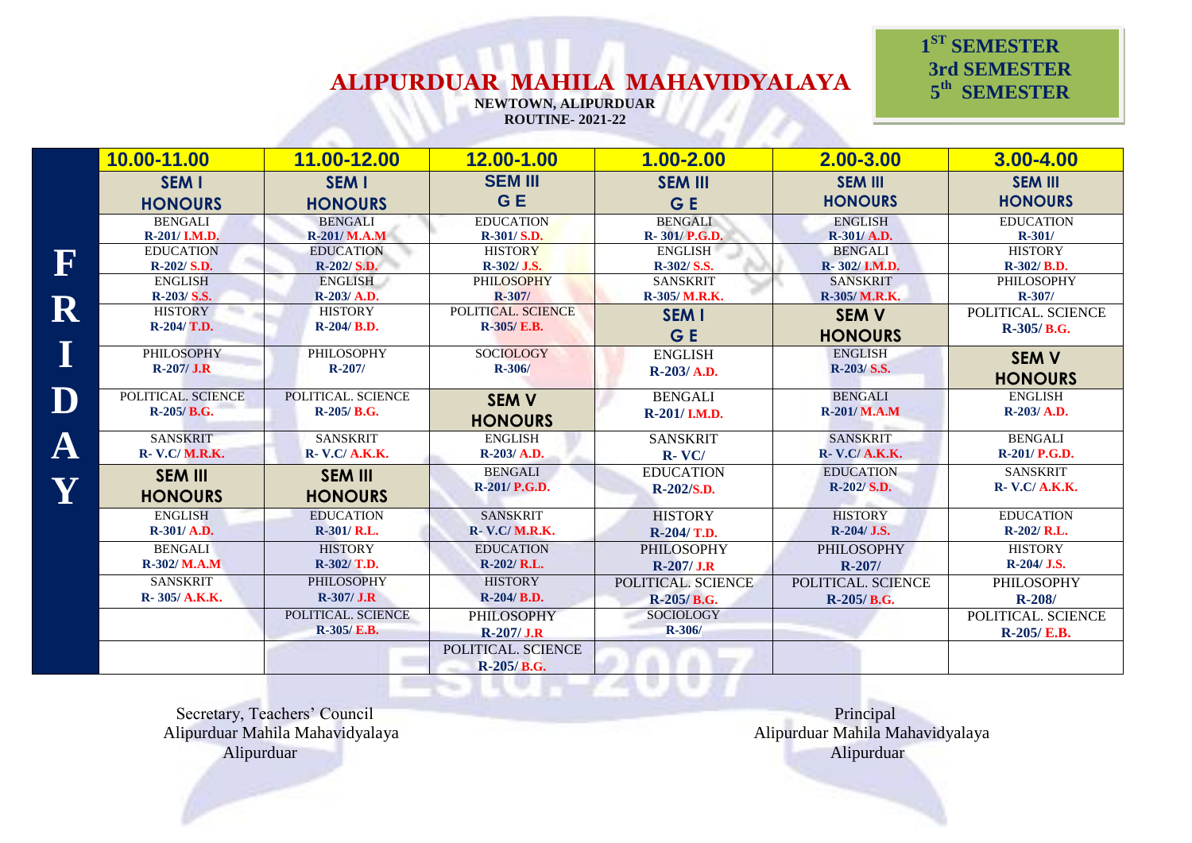# ALIPURDUAR MAHILA MAHAVIDYALAYA

**NEWTOWN, ALIPURDUAR**
**ROUTINE- 2021-22**

**1ST SEMESTER**
**3rd SEMESTER**
**5th SEMESTER**

| FRIDAY | 10.00-11.00 | 11.00-12.00 | 12.00-1.00 | 1.00-2.00 | 2.00-3.00 | 3.00-4.00 |
|---|---|---|---|---|---|---|
| | **SEM I HONOURS** | **SEM I HONOURS** | **SEM III G E** | **SEM III G E** | **SEM III HONOURS** | **SEM III HONOURS** |
| | BENGALI R-201/ I.M.D. | BENGALI R-201/ M.A.M | EDUCATION R-301/ S.D. | BENGALI R- 301/ P.G.D. | ENGLISH R-301/ A.D. | EDUCATION R-301/ |
| | EDUCATION R-202/ S.D. | EDUCATION R-202/ S.D. | HISTORY R-302/ J.S. | ENGLISH R-302/ S.S. | BENGALI R- 302/ I.M.D. | HISTORY R-302/ B.D. |
| | ENGLISH R-203/ S.S. | ENGLISH R-203/ A.D. | PHILOSOPHY R-307/ | SANSKRIT R-305/ M.R.K. | SANSKRIT R-305/ M.R.K. | PHILOSOPHY R-307/ |
| | HISTORY R-204/ T.D. | HISTORY R-204/ B.D. | POLITICAL. SCIENCE R-305/ E.B. | **SEM I G E** | **SEM V HONOURS** | POLITICAL. SCIENCE R-305/ B.G. |
| | PHILOSOPHY R-207/ J.R | PHILOSOPHY R-207/ | SOCIOLOGY R-306/ | ENGLISH R-203/ A.D. | ENGLISH R-203/ S.S. | **SEM V HONOURS** |
| | POLITICAL. SCIENCE R-205/ B.G. | POLITICAL. SCIENCE R-205/ B.G. | **SEM V HONOURS** | BENGALI R-201/ I.M.D. | BENGALI R-201/ M.A.M | ENGLISH R-203/ A.D. |
| | SANSKRIT R- V.C/ M.R.K. | SANSKRIT R- V.C/ A.K.K. | ENGLISH R-203/ A.D. | SANSKRIT R- VC/ | SANSKRIT R- V.C/ A.K.K. | BENGALI R-201/ P.G.D. |
| | **SEM III HONOURS** | **SEM III HONOURS** | BENGALI R-201/ P.G.D. | EDUCATION R-202/S.D. | EDUCATION R-202/ S.D. | SANSKRIT R- V.C/ A.K.K. |
| | ENGLISH R-301/ A.D. | EDUCATION R-301/ R.L. | SANSKRIT R- V.C/ M.R.K. | HISTORY R-204/ T.D. | HISTORY R-204/ J.S. | EDUCATION R-202/ R.L. |
| | BENGALI R-302/ M.A.M | HISTORY R-302/ T.D. | EDUCATION R-202/ R.L. | PHILOSOPHY R-207/ J.R | PHILOSOPHY R-207/ | HISTORY R-204/ J.S. |
| | SANSKRIT R- 305/ A.K.K. | PHILOSOPHY R-307/ J.R | HISTORY R-204/ B.D. | POLITICAL. SCIENCE R-205/ B.G. | POLITICAL. SCIENCE R-205/ B.G. | PHILOSOPHY R-208/ |
| | | POLITICAL. SCIENCE R-305/ E.B. | PHILOSOPHY R-207/ J.R | SOCIOLOGY R-306/ | | POLITICAL. SCIENCE R-205/ E.B. |
| | | | POLITICAL. SCIENCE R-205/ B.G. | | | |

Secretary, Teachers' Council
Alipurduar Mahila Mahavidyalaya
Alipurduar

Principal
Alipurduar Mahila Mahavidyalaya
Alipurduar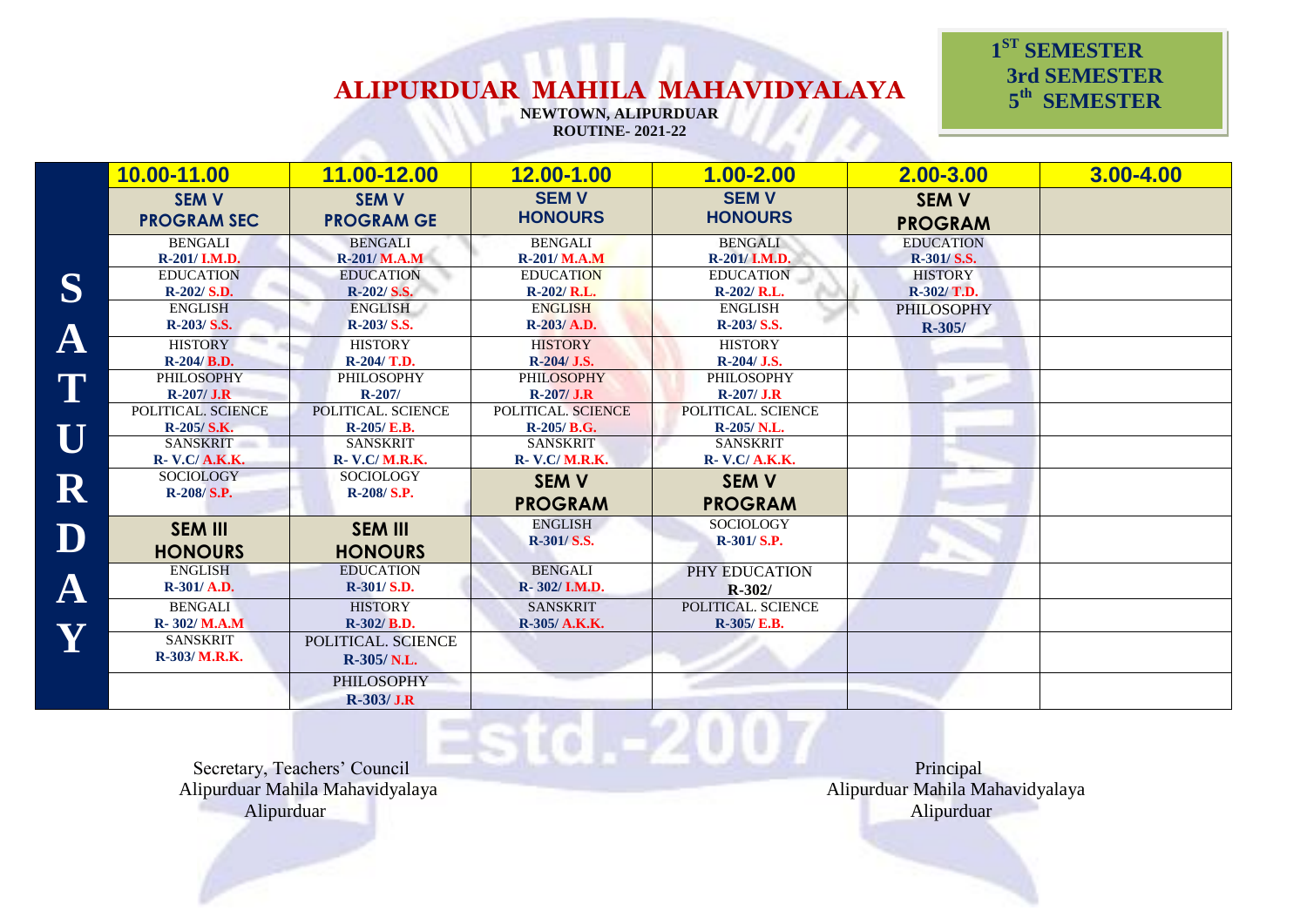# ALIPURDUAR MAHILA MAHAVIDYALAYA

**NEWTOWN, ALIPURDUAR**
**ROUTINE- 2021-22**

**1ST SEMESTER**
**3rd SEMESTER**
**5th SEMESTER**

| | 10.00-11.00 | 11.00-12.00 | 12.00-1.00 | 1.00-2.00 | 2.00-3.00 | 3.00-4.00 |
|---|---|---|---|---|---|---|
| **SATURDAY** | **SEM V PROGRAM SEC** | **SEM V PROGRAM GE** | **SEM V HONOURS** | **SEM V HONOURS** | **SEM V PROGRAM** | |
| | BENGALI R-201/ I.M.D. | BENGALI R-201/ M.A.M | BENGALI R-201/ M.A.M | BENGALI R-201/ I.M.D. | EDUCATION R-301/ S.S. | |
| | EDUCATION R-202/ S.D. | EDUCATION R-202/ S.S. | EDUCATION R-202/ R.L. | EDUCATION R-202/ R.L. | HISTORY R-302/ T.D. | |
| | ENGLISH R-203/ S.S. | ENGLISH R-203/ S.S. | ENGLISH R-203/ A.D. | ENGLISH R-203/ S.S. | PHILOSOPHY R-305/ | |
| | HISTORY R-204/ B.D. | HISTORY R-204/ T.D. | HISTORY R-204/ J.S. | HISTORY R-204/ J.S. | | |
| | PHILOSOPHY R-207/ J.R | PHILOSOPHY R-207/ | PHILOSOPHY R-207/ J.R | PHILOSOPHY R-207/ J.R | | |
| | POLITICAL. SCIENCE R-205/ S.K. | POLITICAL. SCIENCE R-205/ E.B. | POLITICAL. SCIENCE R-205/ B.G. | POLITICAL. SCIENCE R-205/ N.L. | | |
| | SANSKRIT R- V.C/ A.K.K. | SANSKRIT R- V.C/ M.R.K. | SANSKRIT R- V.C/ M.R.K. | SANSKRIT R- V.C/ A.K.K. | | |
| | SOCIOLOGY R-208/ S.P. | SOCIOLOGY R-208/ S.P. | **SEM V PROGRAM** | **SEM V PROGRAM** | | |
| | **SEM III HONOURS** | **SEM III HONOURS** | ENGLISH R-301/ S.S. | SOCIOLOGY R-301/ S.P. | | |
| | ENGLISH R-301/ A.D. | EDUCATION R-301/ S.D. | BENGALI R- 302/ I.M.D. | PHY EDUCATION R-302/ | | |
| | BENGALI R- 302/ M.A.M | HISTORY R-302/ B.D. | SANSKRIT R-305/ A.K.K. | POLITICAL. SCIENCE R-305/ E.B. | | |
| | SANSKRIT R-303/ M.R.K. | POLITICAL. SCIENCE R-305/ N.L. | | | | |
| | | PHILOSOPHY R-303/ J.R | | | | |

Secretary, Teachers' Council
Alipurduar Mahila Mahavidyalaya
Alipurduar

Principal
Alipurduar Mahila Mahavidyalaya
Alipurduar